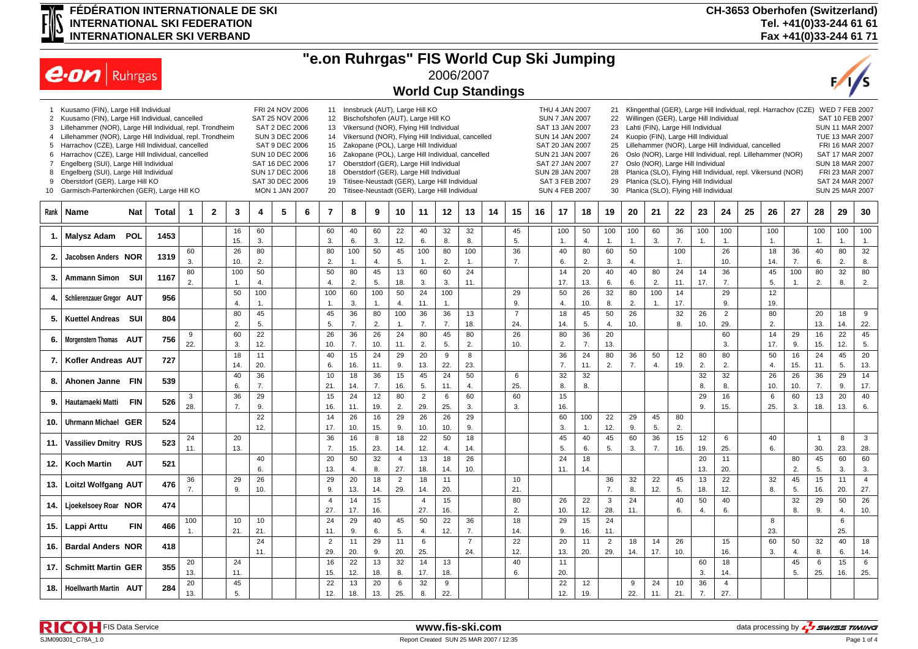**FÉDÉRATION INTERNATIONALE DE SKI**
**INTERNATIONAL SKI FEDERATION**
**INTERNATIONALER SKI VERBAND**

CH-3653 Oberhofen (Switzerland)
Tel. +41(0)33-244 61 61
Fax +41(0)33-244 61 71

# "e.on Ruhrgas" FIS World Cup Ski Jumping

## 2006/2007

## World Cup Standings

| No. | Competition | Date |
|---|---|---|
| 1 | Kuusamo (FIN), Large Hill Individual | FRI 24 NOV 2006 |
| 2 | Kuusamo (FIN), Large Hill Individual, cancelled | SAT 25 NOV 2006 |
| 3 | Lillehammer (NOR), Large Hill Individual, repl. Trondheim | SAT 2 DEC 2006 |
| 4 | Lillehammer (NOR), Large Hill Individual, repl. Trondheim | SUN 3 DEC 2006 |
| 5 | Harrachov (CZE), Large Hill Individual, cancelled | SAT 9 DEC 2006 |
| 6 | Harrachov (CZE), Large Hill Individual, cancelled | SUN 10 DEC 2006 |
| 7 | Engelberg (SUI), Large Hill Individual | SAT 16 DEC 2006 |
| 8 | Engelberg (SUI), Large Hill Individual | SUN 17 DEC 2006 |
| 9 | Oberstdorf (GER), Large Hill KO | SAT 30 DEC 2006 |
| 10 | Garmisch-Partenkirchen (GER), Large Hill KO | MON 1 JAN 2007 |
| 11 | Innsbruck (AUT), Large Hill KO | THU 4 JAN 2007 |
| 12 | Bischofshofen (AUT), Large Hill KO | SUN 7 JAN 2007 |
| 13 | Vikersund (NOR), Flying Hill Individual | SAT 13 JAN 2007 |
| 14 | Vikersund (NOR), Flying Hill Individual, cancelled | SUN 14 JAN 2007 |
| 15 | Zakopane (POL), Large Hill Individual | SAT 20 JAN 2007 |
| 16 | Zakopane (POL), Large Hill Individual, cancelled | SUN 21 JAN 2007 |
| 17 | Oberstdorf (GER), Large Hill Individual | SAT 27 JAN 2007 |
| 18 | Oberstdorf (GER), Large Hill Individual | SUN 28 JAN 2007 |
| 19 | Titisee-Neustadt (GER), Large Hill Individual | SAT 3 FEB 2007 |
| 20 | Titisee-Neustadt (GER), Large Hill Individual | SUN 4 FEB 2007 |
| 21 | Klingenthal (GER), Large Hill Individual, repl. Harrachov (CZE) | WED 7 FEB 2007 |
| 22 | Willingen (GER), Large Hill Individual | SAT 10 FEB 2007 |
| 23 | Lahti (FIN), Large Hill Individual | SUN 11 MAR 2007 |
| 24 | Kuopio (FIN), Large Hill Individual | TUE 13 MAR 2007 |
| 25 | Lillehammer (NOR), Large Hill Individual, cancelled | FRI 16 MAR 2007 |
| 26 | Oslo (NOR), Large Hill Individual, repl. Lillehammer (NOR) | SAT 17 MAR 2007 |
| 27 | Oslo (NOR), Large Hill Individual | SUN 18 MAR 2007 |
| 28 | Planica (SLO), Flying Hill Individual, repl. Vikersund (NOR) | FRI 23 MAR 2007 |
| 29 | Planica (SLO), Flying Hill Individual | SAT 24 MAR 2007 |
| 30 | Planica (SLO), Flying Hill Individual | SUN 25 MAR 2007 |

| Rank | Name | Nat | Total | 1 | 2 | 3 | 4 | 5 | 6 | 7 | 8 | 9 | 10 | 11 | 12 | 13 | 14 | 15 | 16 | 17 | 18 | 19 | 20 | 21 | 22 | 23 | 24 | 25 | 26 | 27 | 28 | 29 | 30 |
|---|---|---|---|---|---|---|---|---|---|---|---|---|---|---|---|---|---|---|---|---|---|---|---|---|---|---|---|---|---|---|---|---|---|
| 1. | Malysz Adam | POL | 1453 | | | 16 (15.) | 60 (3.) | | | 60 (3.) | 40 (6.) | 60 (3.) | 22 (12.) | 40 (6.) | 32 (8.) | 32 (8.) | | 45 (5.) | | 100 (1.) | 50 (4.) | 100 (1.) | 100 (1.) | 60 (3.) | 36 (7.) | 100 (1.) | 100 (1.) | | 100 (1.) | | 100 (1.) | 100 (1.) | 100 (1.) |
| 2. | Jacobsen Anders | NOR | 1319 | 60 (3.) | | 26 (10.) | 80 (2.) | | | 80 (2.) | 100 (1.) | 50 (4.) | 45 (5.) | 100 (1.) | 80 (2.) | 100 (1.) | | 36 (7.) | | 40 (6.) | 80 (2.) | 60 (3.) | 50 (4.) | | 100 (1.) | | 26 (10.) | | 18 (14.) | 36 (7.) | 40 (6.) | 80 (2.) | 32 (8.) |
| 3. | Ammann Simon | SUI | 1167 | 80 (2.) | | 100 (1.) | 50 (4.) | | | 50 (4.) | 80 (2.) | 45 (5.) | 13 (18.) | 60 (3.) | 60 (3.) | 24 (11.) | | | | 14 (17.) | 20 (13.) | 40 (6.) | 40 (6.) | 80 (2.) | 24 (11.) | 14 (17.) | 36 (7.) | | 45 (5.) | 100 (1.) | 80 (2.) | 32 (8.) | 80 (2.) |
| 4. | Schlierenzauer Gregor | AUT | 956 | | | 50 (4.) | 100 (1.) | | | 100 (1.) | 60 (3.) | 100 (1.) | 50 (4.) | 24 (11.) | 100 (1.) | | | 29 (9.) | | 50 (4.) | 26 (10.) | 32 (8.) | 80 (2.) | 100 (1.) | 14 (17.) | | 29 (9.) | | 12 (19.) | | | | |
| 5. | Kuettel Andreas | SUI | 804 | | | 80 (2.) | 45 (5.) | | | 45 (5.) | 36 (7.) | 80 (2.) | 100 (1.) | 36 (7.) | 36 (7.) | 13 (18.) | | 7 (24.) | | 18 (14.) | 45 (5.) | 50 (4.) | 26 (10.) | | 32 (8.) | 26 (10.) | 2 (29.) | | 80 (2.) | | 20 (13.) | 18 (14.) | 9 (22.) |
| 6. | Morgenstern Thomas | AUT | 756 | 9 (22.) | | 60 (3.) | 22 (12.) | | | 26 (10.) | 36 (7.) | 26 (10.) | 24 (11.) | 80 (2.) | 45 (5.) | 80 (2.) | | 26 (10.) | | 80 (2.) | 36 (7.) | 20 (13.) | | | | | 60 (3.) | | 14 (17.) | 29 (9.) | 16 (15.) | 22 (12.) | 45 (5.) |
| 7. | Kofler Andreas | AUT | 727 | | | 18 (14.) | 11 (20.) | | | 40 (6.) | 15 (16.) | 24 (11.) | 29 (9.) | 20 (13.) | 9 (22.) | 8 (23.) | | | | 36 (7.) | 24 (11.) | 80 (2.) | 36 (7.) | 50 (4.) | 12 (19.) | 80 (2.) | 80 (2.) | | 50 (4.) | 16 (15.) | 24 (11.) | 45 (5.) | 20 (13.) |
| 8. | Ahonen Janne | FIN | 539 | | | 40 (6.) | 36 (7.) | | | 10 (21.) | 18 (14.) | 36 (7.) | 15 (16.) | 45 (5.) | 24 (11.) | 50 (4.) | | 6 (25.) | | 32 (8.) | 32 (8.) | | | | | 32 (8.) | 32 (8.) | | 26 (10.) | 26 (10.) | 36 (7.) | 29 (9.) | 14 (17.) |
| 9. | Hautamaeki Matti | FIN | 526 | 3 (28.) | | 36 (7.) | 29 (9.) | | | 15 (16.) | 24 (11.) | 12 (19.) | 80 (2.) | 2 (29.) | 6 (25.) | 60 (3.) | | 60 (3.) | | 15 (16.) | | | | | | 29 (9.) | 16 (15.) | | 6 (25.) | 60 (3.) | 13 (18.) | 20 (13.) | 40 (6.) |
| 10. | Uhrmann Michael | GER | 524 | | | | 22 (12.) | | | 14 (17.) | 26 (10.) | 16 (15.) | 29 (9.) | 26 (10.) | 26 (10.) | 29 (9.) | | | | 60 (3.) | 100 (1.) | 22 (12.) | 29 (9.) | 45 (5.) | 80 (2.) | | | | | | | | |
| 11. | Vassiliev Dmitry | RUS | 523 | 24 (11.) | | 20 (13.) | | | | 36 (7.) | 16 (15.) | 8 (23.) | 18 (14.) | 22 (12.) | 50 (4.) | 18 (14.) | | | | 45 (5.) | 40 (6.) | 45 (5.) | 60 (3.) | 36 (7.) | 15 (16.) | 12 (19.) | 6 (25.) | | 40 (6.) | | 1 (30.) | 8 (23.) | 3 (28.) |
| 12. | Koch Martin | AUT | 521 | | | | 40 (6.) | | | 20 (13.) | 50 (4.) | 32 (8.) | 4 (27.) | 13 (18.) | 18 (14.) | 26 (10.) | | | | 24 (11.) | 18 (14.) | | | | | 20 (13.) | 11 (20.) | | | 80 (2.) | 45 (5.) | 60 (3.) | 60 (3.) |
| 13. | Loitzl Wolfgang | AUT | 476 | 36 (7.) | | 29 (9.) | 26 (10.) | | | 29 (9.) | 20 (13.) | 18 (14.) | 2 (29.) | 18 (14.) | 11 (20.) | | | 10 (21.) | | | | 36 (7.) | 32 (8.) | 22 (12.) | 45 (5.) | 13 (18.) | 22 (12.) | | 32 (8.) | 45 (5.) | 15 (16.) | 11 (20.) | 4 (27.) |
| 14. | Ljoekelsoey Roar | NOR | 474 | | | | | | | 4 (27.) | 14 (17.) | 15 (16.) | | 4 (27.) | 15 (16.) | | | 80 (2.) | | 26 (10.) | 22 (12.) | 3 (28.) | 24 (11.) | | 40 (6.) | 50 (4.) | 40 (6.) | | | 32 (8.) | 29 (9.) | 50 (4.) | 26 (10.) |
| 15. | Lappi Arttu | FIN | 466 | 100 (1.) | | 10 (21.) | 10 (21.) | | | 24 (11.) | 29 (9.) | 40 (6.) | 45 (5.) | 50 (4.) | 22 (12.) | 36 (7.) | | 18 (14.) | | 29 (9.) | 15 (16.) | 24 (11.) | | | | | | | 8 (23.) | | | 6 (25.) | |
| 16. | Bardal Anders | NOR | 418 | | | | 24 (11.) | | | 2 (29.) | 11 (20.) | 29 (9.) | 11 (20.) | 6 (25.) | | 7 (24.) | | 22 (12.) | | 20 (13.) | 11 (20.) | 2 (29.) | 18 (14.) | 14 (17.) | 26 (10.) | | 15 (16.) | | 60 (3.) | 50 (4.) | 32 (8.) | 40 (6.) | 18 (14.) |
| 17. | Schmitt Martin | GER | 355 | 20 (13.) | | 24 (11.) | | | | 16 (15.) | 22 (12.) | 13 (18.) | 32 (8.) | 14 (17.) | 13 (18.) | | | 40 (6.) | | 11 (20.) | | | | | | 60 (3.) | 18 (14.) | | | 45 (5.) | 6 (25.) | 15 (16.) | 6 (25.) |
| 18. | Hoellwarth Martin | AUT | 284 | 20 (13.) | | 45 (5.) | | | | 22 (12.) | 13 (18.) | 20 (13.) | 6 (25.) | 32 (8.) | 9 (22.) | | | | | 22 (12.) | 12 (19.) | | 9 (22.) | 24 (11.) | 10 (21.) | 36 (7.) | 4 (27.) | | | | | | |

FIS Data Service — www.fis-ski.com — data processing by SWISS TIMING

SJM090301_C78A_1.0 — Report Created SUN 25 MAR 2007 / 12:35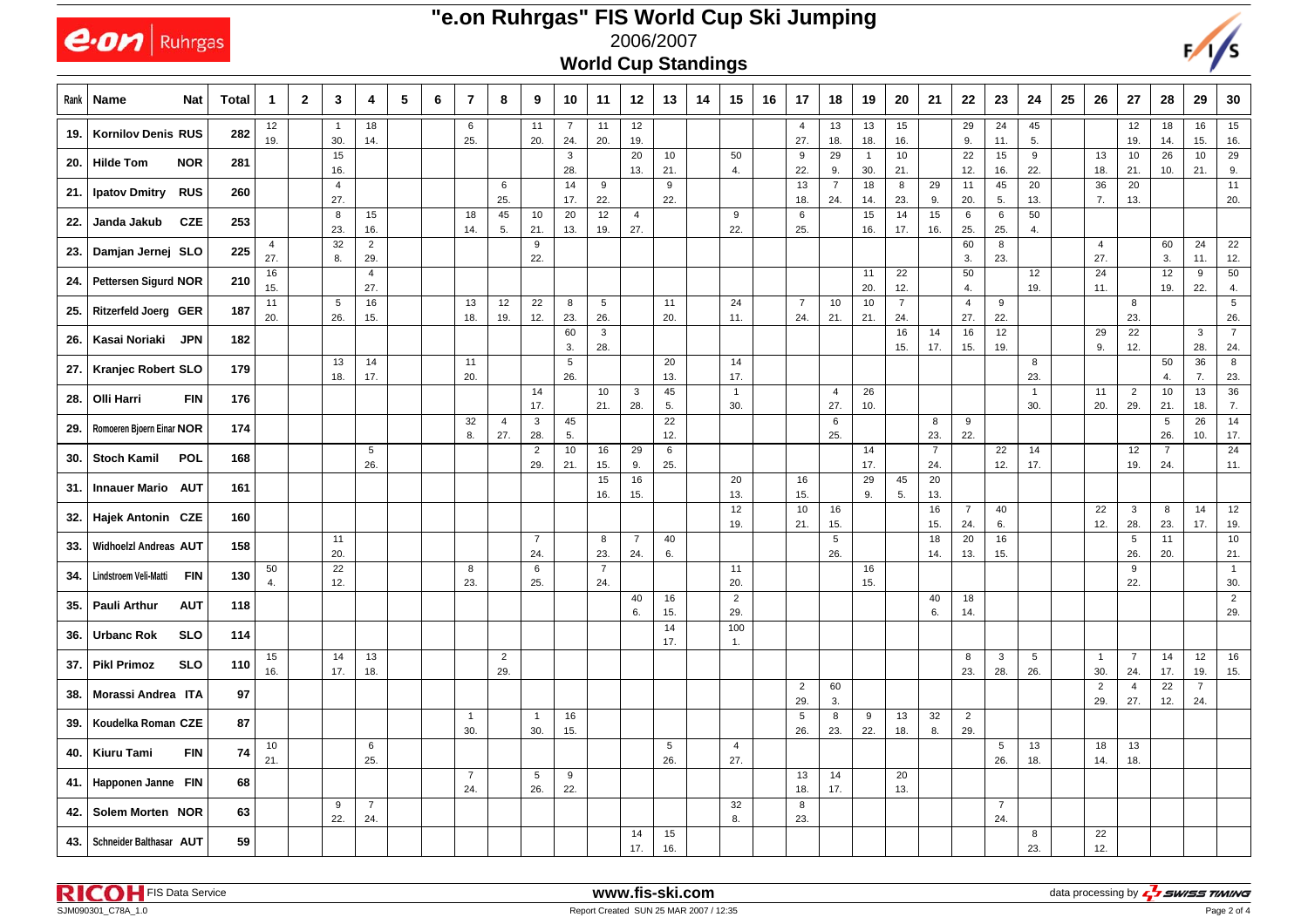# "e.on Ruhrgas" FIS World Cup Ski Jumping

## 2006/2007

### World Cup Standings

| Rank | Name | Nat | Total | 1 | 2 | 3 | 4 | 5 | 6 | 7 | 8 | 9 | 10 | 11 | 12 | 13 | 14 | 15 | 16 | 17 | 18 | 19 | 20 | 21 | 22 | 23 | 24 | 25 | 26 | 27 | 28 | 29 | 30 |
|---|---|---|---|---|---|---|---|---|---|---|---|---|---|---|---|---|---|---|---|---|---|---|---|---|---|---|---|---|---|---|---|---|---|
| 19. | Kornilov Denis | RUS | 282 | 12<br>19. | | 1<br>30. | 18<br>14. | | | 6<br>25. | | 11<br>20. | 7<br>24. | 11<br>20. | 12<br>19. | | | | | 4<br>27. | 13<br>18. | 13<br>18. | 15<br>16. | | 29<br>9. | 24<br>11. | 45<br>5. | | | 12<br>19. | 18<br>14. | 16<br>15. | 15<br>16. |
| 20. | Hilde Tom | NOR | 281 | | | 15<br>16. | | | | | | | 3<br>28. | | 20<br>13. | 10<br>21. | | 50<br>4. | | 9<br>22. | 29<br>9. | 1<br>30. | 10<br>21. | | 22<br>12. | 15<br>16. | 9<br>22. | | 13<br>18. | 10<br>21. | 26<br>10. | 10<br>21. | 29<br>9. |
| 21. | Ipatov Dmitry | RUS | 260 | | | 4<br>27. | | | | | 6<br>25. | | 14<br>17. | 9<br>22. | | 9<br>22. | | | | 13<br>18. | 7<br>24. | 18<br>14. | 8<br>23. | 29<br>9. | 11<br>20. | 45<br>5. | 20<br>13. | | 36<br>7. | 20<br>13. | | | 11<br>20. |
| 22. | Janda Jakub | CZE | 253 | | | 8<br>23. | 15<br>16. | | | 18<br>14. | 45<br>5. | 10<br>21. | 20<br>13. | 12<br>19. | 4<br>27. | | | 9<br>22. | | 6<br>25. | | 15<br>16. | 14<br>17. | 15<br>16. | 6<br>25. | 6<br>25. | 50<br>4. | | | | | | |
| 23. | Damjan Jernej | SLO | 225 | 4<br>27. | | 32<br>8. | 2<br>29. | | | | | 9<br>22. | | | | | | | | | | | | | 60<br>3. | 8<br>23. | | | 4<br>27. | | 60<br>3. | 24<br>11. | 22<br>12. |
| 24. | Pettersen Sigurd | NOR | 210 | 16<br>15. | | | 4<br>27. | | | | | | | | | | | | | | | 11<br>20. | 22<br>12. | | 50<br>4. | | 12<br>19. | | 24<br>11. | | 12<br>19. | 9<br>22. | 50<br>4. |
| 25. | Ritzerfeld Joerg | GER | 187 | 11<br>20. | | 5<br>26. | 16<br>15. | | | 13<br>18. | 12<br>19. | 22<br>12. | 8<br>23. | 5<br>26. | | 11<br>20. | | 24<br>11. | | 7<br>24. | 10<br>21. | 10<br>21. | 7<br>24. | | 4<br>27. | 9<br>22. | | | | 8<br>23. | | | 5<br>26. |
| 26. | Kasai Noriaki | JPN | 182 | | | | | | | | | | 60<br>3. | 3<br>28. | | | | | | | | | 16<br>15. | 14<br>17. | 16<br>15. | 12<br>19. | | | 29<br>9. | 22<br>12. | | 3<br>28. | 7<br>24. |
| 27. | Kranjec Robert | SLO | 179 | | | 13<br>18. | 14<br>17. | | | 11<br>20. | | | 5<br>26. | | | 20<br>13. | | 14<br>17. | | | | | | | | | 8<br>23. | | | | 50<br>4. | 36<br>7. | 8<br>23. |
| 28. | Olli Harri | FIN | 176 | | | | | | | | | | 14<br>17. | 10<br>21. | 3<br>28. | 45<br>5. | | 1<br>30. | | | 4<br>27. | 26<br>10. | | | | | 1<br>30. | | 11<br>20. | 2<br>29. | 10<br>21. | 13<br>18. | 36<br>7. |
| 29. | Romoeren Bjoern Einar | NOR | 174 | | | | | | | 32<br>8. | 4<br>27. | 3<br>28. | 45<br>5. | | | 22<br>12. | | | | | 6<br>25. | | | 8<br>23. | 9<br>22. | | | | | | 5<br>26. | 26<br>10. | 14<br>17. |
| 30. | Stoch Kamil | POL | 168 | | | | 5<br>26. | | | | | 2<br>29. | 10<br>21. | 16<br>15. | 29<br>9. | 6<br>25. | | | | | | 14<br>17. | | 7<br>24. | | 22<br>12. | 14<br>17. | | | 12<br>19. | 7<br>24. | | 24<br>11. |
| 31. | Innauer Mario | AUT | 161 | | | | | | | | | | | 15<br>16. | 16<br>15. | | | 20<br>13. | | 16<br>15. | | 29<br>9. | 45<br>5. | 20<br>13. | | | | | | | | | |
| 32. | Hajek Antonin | CZE | 160 | | | | | | | | | | | | | | | 12<br>19. | | 10<br>21. | 16<br>15. | | | 16<br>15. | 7<br>24. | 40<br>6. | | | 22<br>12. | 3<br>28. | 8<br>23. | 14<br>17. | 12<br>19. |
| 33. | Widhoelzl Andreas | AUT | 158 | | | 11<br>20. | | | | | | 7<br>24. | | 8<br>23. | 7<br>24. | 40<br>6. | | | | | 5<br>26. | | | 18<br>14. | 20<br>13. | 16<br>15. | | | | 5<br>26. | 11<br>20. | | 10<br>21. |
| 34. | Lindstroem Veli-Matti | FIN | 130 | 50<br>4. | | 22<br>12. | | | | 8<br>23. | | 6<br>25. | | 7<br>24. | | | | 11<br>20. | | | | 16<br>15. | | | | | | | | 9<br>22. | | | 1<br>30. |
| 35. | Pauli Arthur | AUT | 118 | | | | | | | | | | | | 40<br>6. | 16<br>15. | | 2<br>29. | | | | | | 40<br>6. | 18<br>14. | | | | | | | | 2<br>29. |
| 36. | Urbanc Rok | SLO | 114 | | | | | | | | | | | | | 14<br>17. | | 100<br>1. | | | | | | | | | | | | | | | |
| 37. | Pikl Primoz | SLO | 110 | 15<br>16. | | 14<br>17. | 13<br>18. | | | | 2<br>29. | | | | | | | | | | | | | | 8<br>23. | 3<br>28. | 5<br>26. | | 1<br>30. | 7<br>24. | 14<br>17. | 12<br>19. | 16<br>15. |
| 38. | Morassi Andrea | ITA | 97 | | | | | | | | | | | | | | | | | 2<br>29. | 60<br>3. | | | | | | | | 2<br>29. | 4<br>27. | 22<br>12. | 7<br>24. | |
| 39. | Koudelka Roman | CZE | 87 | | | | | | | 1<br>30. | | 1<br>30. | 16<br>15. | | | | | | | 5<br>26. | 8<br>23. | 9<br>22. | 13<br>18. | 32<br>8. | 2<br>29. | | | | | | | | |
| 40. | Kiuru Tami | FIN | 74 | 10<br>21. | | | 6<br>25. | | | | | | | | | 5<br>26. | | 4<br>27. | | | | | | | | 5<br>26. | 13<br>18. | | 18<br>14. | 13<br>18. | | | |
| 41. | Happonen Janne | FIN | 68 | | | | | | | 7<br>24. | | 5<br>26. | 9<br>22. | | | | | | | 13<br>18. | 14<br>17. | | 20<br>13. | | | | | | | | | | |
| 42. | Solem Morten | NOR | 63 | | | 9<br>22. | 7<br>24. | | | | | | | | | | | 32<br>8. | | 8<br>23. | | | | | | 7<br>24. | | | | | | | |
| 43. | Schneider Balthasar | AUT | 59 | | | | | | | | | | | | 14<br>17. | 15<br>16. | | | | | | | | | | | 8<br>23. | | 22<br>12. | | | | |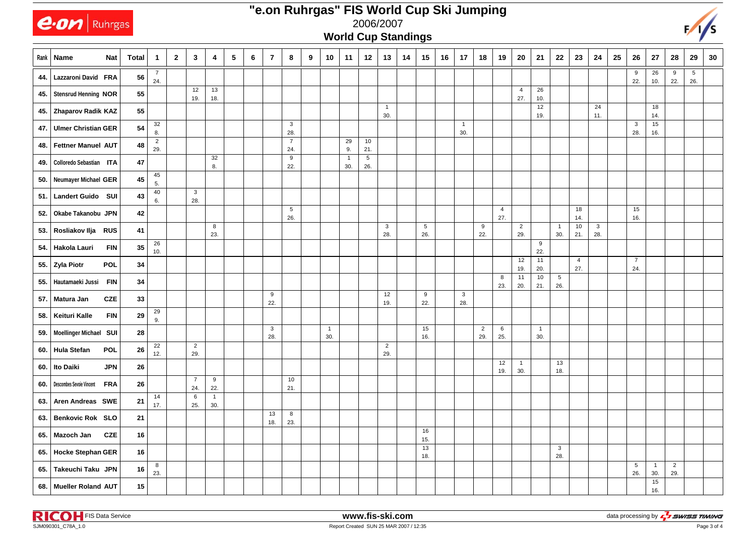# "e.on Ruhrgas" FIS World Cup Ski Jumping

2006/2007

## World Cup Standings

| Rank | Name | Nat | Total | 1 | 2 | 3 | 4 | 5 | 6 | 7 | 8 | 9 | 10 | 11 | 12 | 13 | 14 | 15 | 16 | 17 | 18 | 19 | 20 | 21 | 22 | 23 | 24 | 25 | 26 | 27 | 28 | 29 | 30 |
|---|---|---|---|---|---|---|---|---|---|---|---|---|---|---|---|---|---|---|---|---|---|---|---|---|---|---|---|---|---|---|---|---|---|
| 44. | Lazzaroni David | FRA | 56 | 7 24. | | | | | | | | | | | | | | | | | | | | | | | | | 9 22. | 26 10. | 9 22. | 5 26. | |
| 45. | Stensrud Henning | NOR | 55 | | | 12 19. | 13 18. | | | | | | | | | | | | | | | | 4 27. | 26 10. | | | | | | | | | |
| 45. | Zhaparov Radik | KAZ | 55 | | | | | | | | | | | | | 1 30. | | | | | | | | 12 19. | | | 24 11. | | | 18 14. | | | |
| 47. | Ulmer Christian | GER | 54 | 32 8. | | | | | | | 3 28. | | | | | | | | | 1 30. | | | | | | | | | 3 28. | 15 16. | | | |
| 48. | Fettner Manuel | AUT | 48 | 2 29. | | | | | | | 7 24. | | | 29 9. | 10 21. | | | | | | | | | | | | | | | | | | |
| 49. | Colloredo Sebastian | ITA | 47 | | | | 32 8. | | | | 9 22. | | | 1 30. | 5 26. | | | | | | | | | | | | | | | | | | |
| 50. | Neumayer Michael | GER | 45 | 45 5. | | | | | | | | | | | | | | | | | | | | | | | | | | | | | |
| 51. | Landert Guido | SUI | 43 | 40 6. | | 3 28. | | | | | | | | | | | | | | | | | | | | | | | | | | | |
| 52. | Okabe Takanobu | JPN | 42 | | | | | | | | 5 26. | | | | | | | | | | | 4 27. | | | | 18 14. | | | 15 16. | | | | |
| 53. | Rosliakov Ilja | RUS | 41 | | | | 8 23. | | | | | | | | | 3 28. | | 5 26. | | | 9 22. | | 2 29. | | 1 30. | 10 21. | 3 28. | | | | | | |
| 54. | Hakola Lauri | FIN | 35 | 26 10. | | | | | | | | | | | | | | | | | | | | 9 22. | | | | | | | | | |
| 55. | Zyla Piotr | POL | 34 | | | | | | | | | | | | | | | | | | | | 12 19. | 11 20. | | 4 27. | | | 7 24. | | | | |
| 55. | Hautamaeki Jussi | FIN | 34 | | | | | | | | | | | | | | | | | | | 8 23. | 11 20. | 10 21. | 5 26. | | | | | | | | |
| 57. | Matura Jan | CZE | 33 | | | | | | | 9 22. | | | | | | 12 19. | | 9 22. | | 3 28. | | | | | | | | | | | | | |
| 58. | Keituri Kalle | FIN | 29 | 29 9. | | | | | | | | | | | | | | | | | | | | | | | | | | | | | |
| 59. | Moellinger Michael | SUI | 28 | | | | | | | 3 28. | | | 1 30. | | | | | 15 16. | | | 2 29. | 6 25. | | 1 30. | | | | | | | | | |
| 60. | Hula Stefan | POL | 26 | 22 12. | | 2 29. | | | | | | | | | | 2 29. | | | | | | | | | | | | | | | | | |
| 60. | Ito Daiki | JPN | 26 | | | | | | | | | | | | | | | | | | | 12 19. | 1 30. | | 13 18. | | | | | | | | |
| 60. | Descombes Sevoie Vincent | FRA | 26 | | | 7 24. | 9 22. | | | | 10 21. | | | | | | | | | | | | | | | | | | | | | | |
| 63. | Aren Andreas | SWE | 21 | 14 17. | | 6 25. | 1 30. | | | | | | | | | | | | | | | | | | | | | | | | | | |
| 63. | Benkovic Rok | SLO | 21 | | | | | | | 13 18. | 8 23. | | | | | | | | | | | | | | | | | | | | | | |
| 65. | Mazoch Jan | CZE | 16 | | | | | | | | | | | | | | | 16 15. | | | | | | | | | | | | | | | |
| 65. | Hocke Stephan | GER | 16 | | | | | | | | | | | | | | | 13 18. | | | | | | | 3 28. | | | | | | | | |
| 65. | Takeuchi Taku | JPN | 16 | 8 23. | | | | | | | | | | | | | | | | | | | | | | | | | 5 26. | 1 30. | 2 29. | | |
| 68. | Mueller Roland | AUT | 15 | | | | | | | | | | | | | | | | | | | | | | | | | | | 15 16. | | | |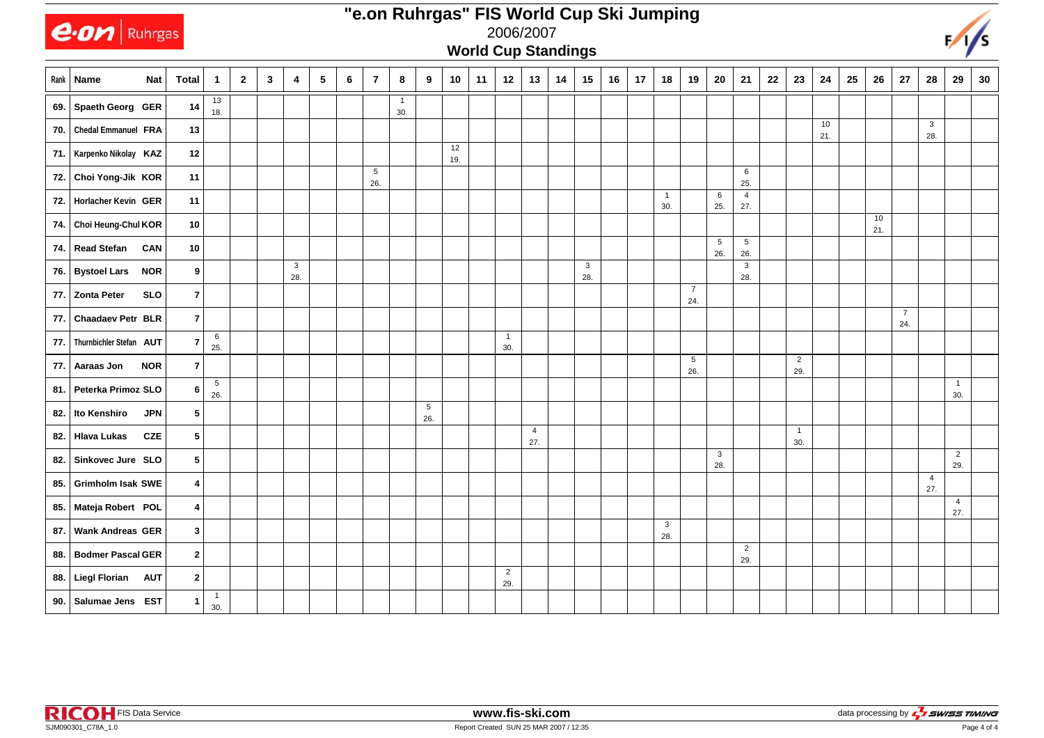# "e.on Ruhrgas" FIS World Cup Ski Jumping

2006/2007

## World Cup Standings

| Rank | Name | Nat | Total | 1 | 2 | 3 | 4 | 5 | 6 | 7 | 8 | 9 | 10 | 11 | 12 | 13 | 14 | 15 | 16 | 17 | 18 | 19 | 20 | 21 | 22 | 23 | 24 | 25 | 26 | 27 | 28 | 29 | 30 |
|---|---|---|---|---|---|---|---|---|---|---|---|---|---|---|---|---|---|---|---|---|---|---|---|---|---|---|---|---|---|---|---|---|---|
| 69. | Spaeth Georg | GER | 14 | 13 18. | | | | | | | 1 30. | | | | | | | | | | | | | | | | | | | | | | |
| 70. | Chedal Emmanuel | FRA | 13 | | | | | | | | | | | | | | | | | | | | | | | | 10 21. | | | | 3 28. | | |
| 71. | Karpenko Nikolay | KAZ | 12 | | | | | | | | | | 12 19. | | | | | | | | | | | | | | | | | | | | |
| 72. | Choi Yong-Jik | KOR | 11 | | | | | | | 5 26. | | | | | | | | | | | | | | 6 25. | | | | | | | | | |
| 72. | Horlacher Kevin | GER | 11 | | | | | | | | | | | | | | | | | | 1 30. | | 6 25. | 4 27. | | | | | | | | | |
| 74. | Choi Heung-Chul | KOR | 10 | | | | | | | | | | | | | | | | | | | | | | | | | | 10 21. | | | | |
| 74. | Read Stefan | CAN | 10 | | | | | | | | | | | | | | | | | | | | 5 26. | 5 26. | | | | | | | | | |
| 76. | Bystoel Lars | NOR | 9 | | | | 3 28. | | | | | | | | | | | 3 28. | | | | | | 3 28. | | | | | | | | | |
| 77. | Zonta Peter | SLO | 7 | | | | | | | | | | | | | | | | | | | 7 24. | | | | | | | | | | | |
| 77. | Chaadaev Petr | BLR | 7 | | | | | | | | | | | | | | | | | | | | | | | | | | | 7 24. | | | |
| 77. | Thurnbichler Stefan | AUT | 7 | 6 25. | | | | | | | | | | | 1 30. | | | | | | | | | | | | | | | | | | |
| 77. | Aaraas Jon | NOR | 7 | | | | | | | | | | | | | | | | | | | 5 26. | | | | 2 29. | | | | | | | |
| 81. | Peterka Primoz | SLO | 6 | 5 26. | | | | | | | | | | | | | | | | | | | | | | | | | | | | 1 30. | |
| 82. | Ito Kenshiro | JPN | 5 | | | | | | | | | 5 26. | | | | | | | | | | | | | | | | | | | | | |
| 82. | Hlava Lukas | CZE | 5 | | | | | | | | | | | | | 4 27. | | | | | | | | | | 1 30. | | | | | | | |
| 82. | Sinkovec Jure | SLO | 5 | | | | | | | | | | | | | | | | | | | | 3 28. | | | | | | | | | 2 29. | |
| 85. | Grimholm Isak | SWE | 4 | | | | | | | | | | | | | | | | | | | | | | | | | | | | 4 27. | | |
| 85. | Mateja Robert | POL | 4 | | | | | | | | | | | | | | | | | | | | | | | | | | | | | 4 27. | |
| 87. | Wank Andreas | GER | 3 | | | | | | | | | | | | | | | | | | 3 28. | | | | | | | | | | | | |
| 88. | Bodmer Pascal | GER | 2 | | | | | | | | | | | | | | | | | | | | | 2 29. | | | | | | | | | |
| 88. | Liegl Florian | AUT | 2 | | | | | | | | | | | | 2 29. | | | | | | | | | | | | | | | | | | |
| 90. | Salumae Jens | EST | 1 | 1 30. | | | | | | | | | | | | | | | | | | | | | | | | | | | | | |

FIS Data Service

www.fis-ski.com

data processing by SWISS TIMING

SJM090301_C78A_1.0

Report Created SUN 25 MAR 2007 / 12:35